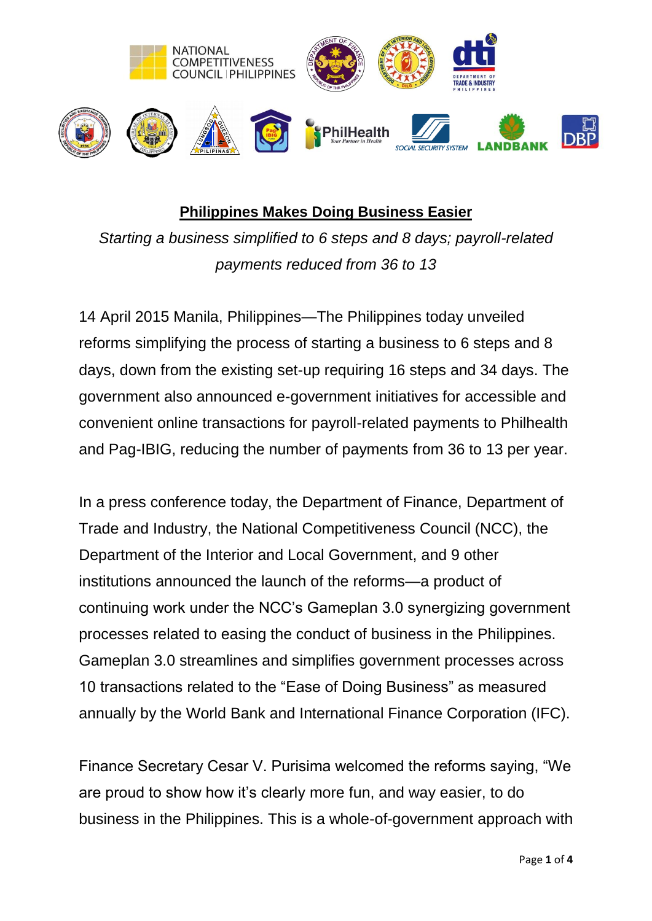NATIONAL COMPETITIVENESS COUNCIL | PHILIPPINES

# Philippines Makes Doing Business Easier

*Starting a business simplified to 6 steps and 8 days; payroll-related payments reduced from 36 to 13*

14 April 2015 Manila, Philippines—The Philippines today unveiled reforms simplifying the process of starting a business to 6 steps and 8 days, down from the existing set-up requiring 16 steps and 34 days. The government also announced e-government initiatives for accessible and convenient online transactions for payroll-related payments to Philhealth and Pag-IBIG, reducing the number of payments from 36 to 13 per year.

In a press conference today, the Department of Finance, Department of Trade and Industry, the National Competitiveness Council (NCC), the Department of the Interior and Local Government, and 9 other institutions announced the launch of the reforms—a product of continuing work under the NCC's Gameplan 3.0 synergizing government processes related to easing the conduct of business in the Philippines. Gameplan 3.0 streamlines and simplifies government processes across 10 transactions related to the "Ease of Doing Business" as measured annually by the World Bank and International Finance Corporation (IFC).

Finance Secretary Cesar V. Purisima welcomed the reforms saying, "We are proud to show how it's clearly more fun, and way easier, to do business in the Philippines. This is a whole-of-government approach with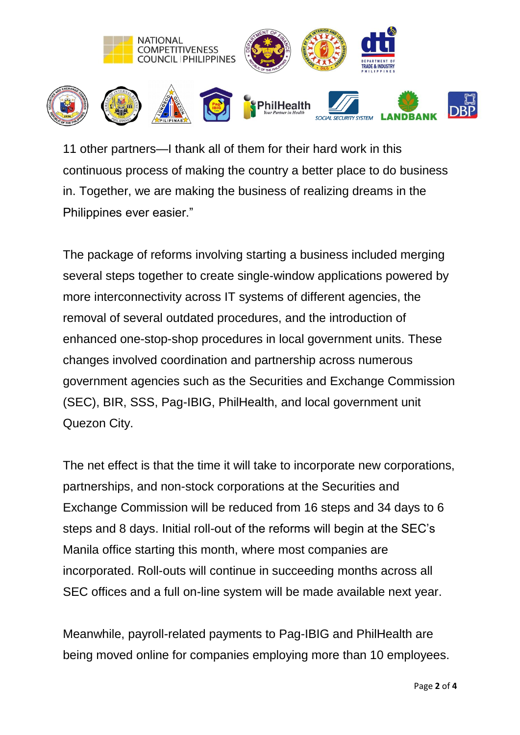11 other partners—I thank all of them for their hard work in this continuous process of making the country a better place to do business in. Together, we are making the business of realizing dreams in the Philippines ever easier."

The package of reforms involving starting a business included merging several steps together to create single-window applications powered by more interconnectivity across IT systems of different agencies, the removal of several outdated procedures, and the introduction of enhanced one-stop-shop procedures in local government units. These changes involved coordination and partnership across numerous government agencies such as the Securities and Exchange Commission (SEC), BIR, SSS, Pag-IBIG, PhilHealth, and local government unit Quezon City.

The net effect is that the time it will take to incorporate new corporations, partnerships, and non-stock corporations at the Securities and Exchange Commission will be reduced from 16 steps and 34 days to 6 steps and 8 days. Initial roll-out of the reforms will begin at the SEC's Manila office starting this month, where most companies are incorporated. Roll-outs will continue in succeeding months across all SEC offices and a full on-line system will be made available next year.

Meanwhile, payroll-related payments to Pag-IBIG and PhilHealth are being moved online for companies employing more than 10 employees.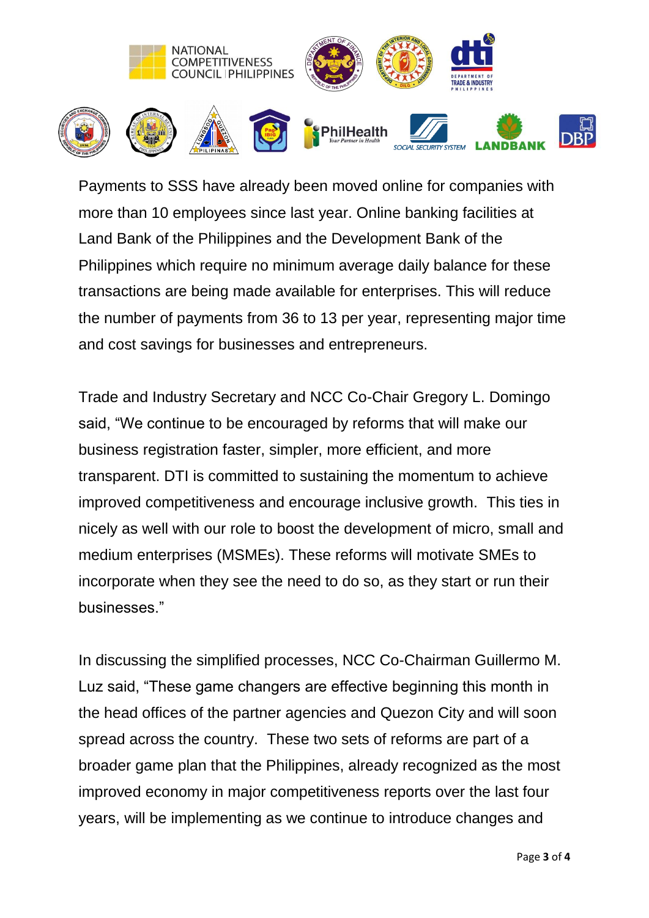Payments to SSS have already been moved online for companies with more than 10 employees since last year. Online banking facilities at Land Bank of the Philippines and the Development Bank of the Philippines which require no minimum average daily balance for these transactions are being made available for enterprises. This will reduce the number of payments from 36 to 13 per year, representing major time and cost savings for businesses and entrepreneurs.

Trade and Industry Secretary and NCC Co-Chair Gregory L. Domingo said, "We continue to be encouraged by reforms that will make our business registration faster, simpler, more efficient, and more transparent. DTI is committed to sustaining the momentum to achieve improved competitiveness and encourage inclusive growth. This ties in nicely as well with our role to boost the development of micro, small and medium enterprises (MSMEs). These reforms will motivate SMEs to incorporate when they see the need to do so, as they start or run their businesses."

In discussing the simplified processes, NCC Co-Chairman Guillermo M. Luz said, "These game changers are effective beginning this month in the head offices of the partner agencies and Quezon City and will soon spread across the country. These two sets of reforms are part of a broader game plan that the Philippines, already recognized as the most improved economy in major competitiveness reports over the last four years, will be implementing as we continue to introduce changes and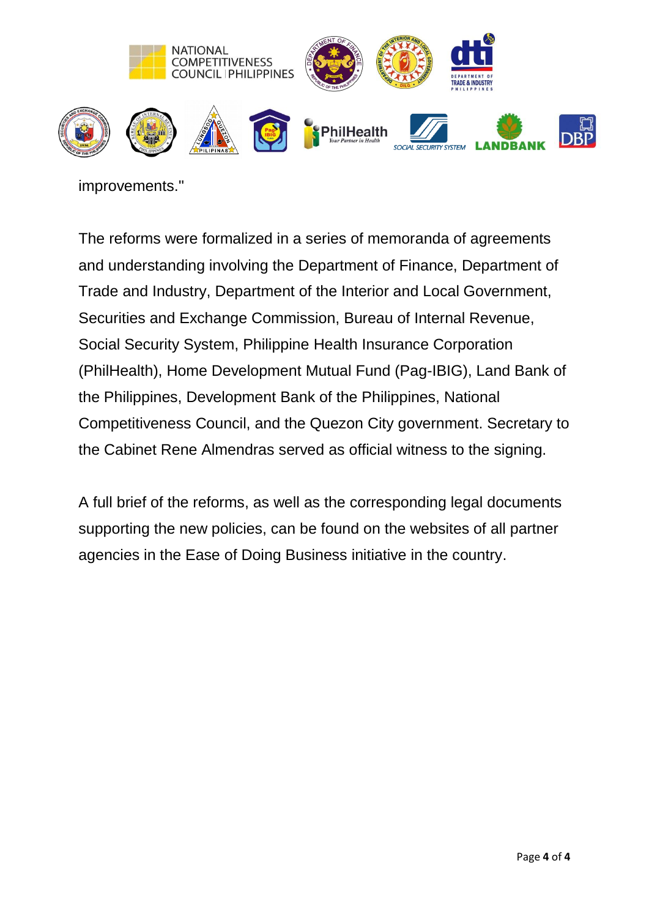improvements."

The reforms were formalized in a series of memoranda of agreements and understanding involving the Department of Finance, Department of Trade and Industry, Department of the Interior and Local Government, Securities and Exchange Commission, Bureau of Internal Revenue, Social Security System, Philippine Health Insurance Corporation (PhilHealth), Home Development Mutual Fund (Pag-IBIG), Land Bank of the Philippines, Development Bank of the Philippines, National Competitiveness Council, and the Quezon City government. Secretary to the Cabinet Rene Almendras served as official witness to the signing.

A full brief of the reforms, as well as the corresponding legal documents supporting the new policies, can be found on the websites of all partner agencies in the Ease of Doing Business initiative in the country.